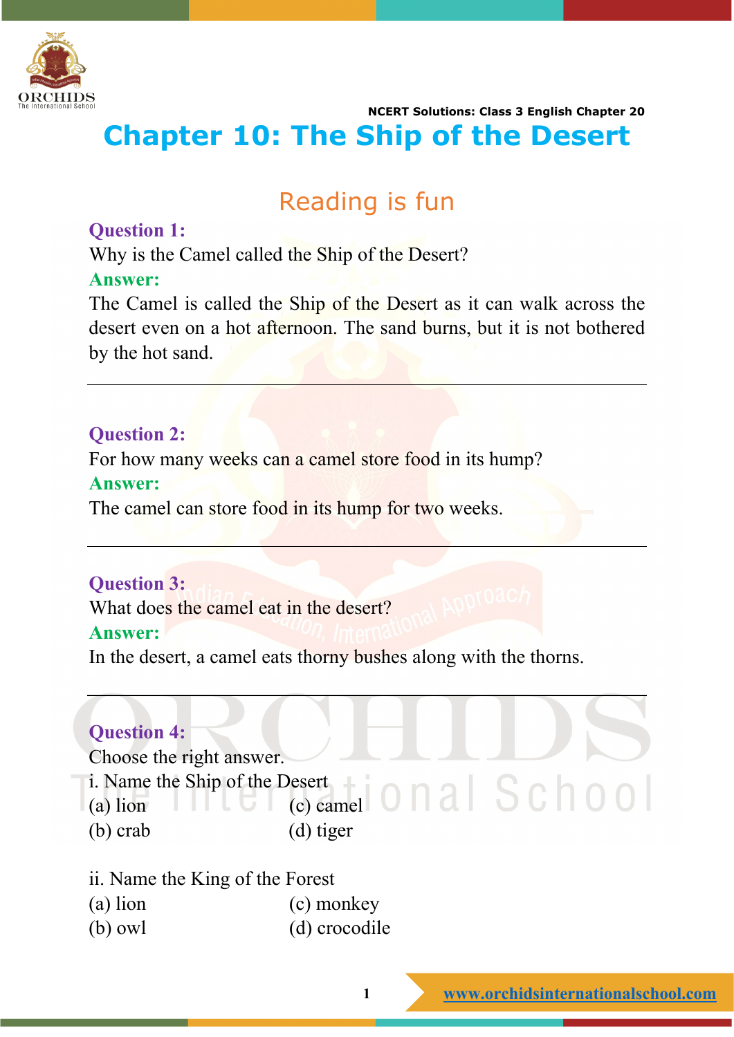# Chapter 10: The Ship of the Desert

## Reading is fun

**Question 1:**

Why is the Camel called the Ship of the Desert?

**Answer:**

The Camel is called the Ship of the Desert as it can walk across the desert even on a hot afternoon. The sand burns, but it is not bothered by the hot sand.

---

**Question 2:**

For how many weeks can a camel store food in its hump?

**Answer:**

The camel can store food in its hump for two weeks.

---

**Question 3:**

What does the camel eat in the desert?

**Answer:**

In the desert, a camel eats thorny bushes along with the thorns.

---

**Question 4:**

Choose the right answer.

i. Name the Ship of the Desert

(a) lion
(b) crab
(c) camel
(d) tiger

ii. Name the King of the Forest

(a) lion
(b) owl
(c) monkey
(d) crocodile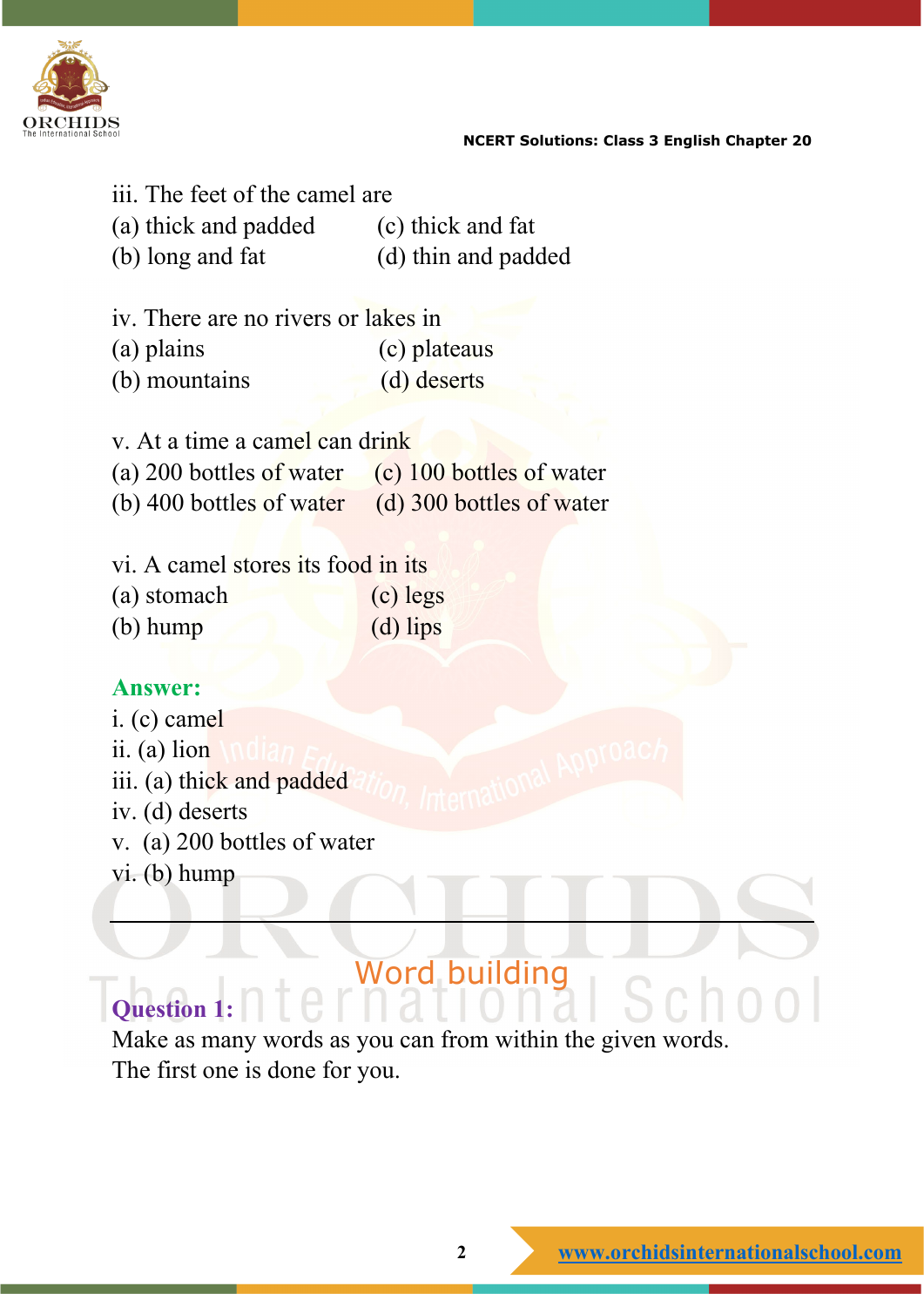iii. The feet of the camel are

(a) thick and padded  (c) thick and fat

(b) long and fat  (d) thin and padded

iv. There are no rivers or lakes in

(a) plains  (c) plateaus

(b) mountains  (d) deserts

v. At a time a camel can drink

(a) 200 bottles of water  (c) 100 bottles of water

(b) 400 bottles of water  (d) 300 bottles of water

vi. A camel stores its food in its

(a) stomach  (c) legs

(b) hump  (d) lips

**Answer:**

i. (c) camel

ii. (a) lion

iii. (a) thick and padded

iv. (d) deserts

v. (a) 200 bottles of water

vi. (b) hump

---

## Word building

**Question 1:**

Make as many words as you can from within the given words.
The first one is done for you.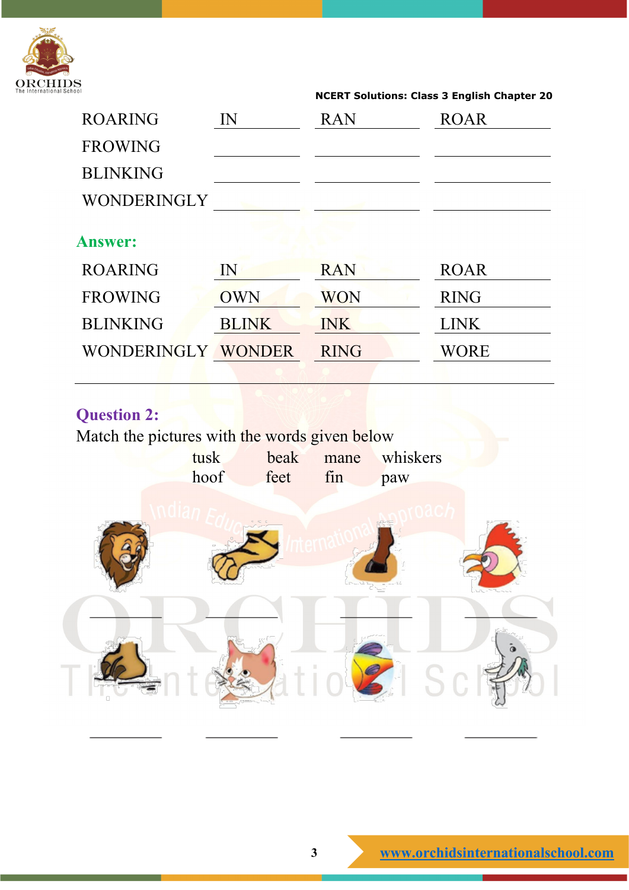| | | | |
|---|---|---|---|
| ROARING | IN | RAN | ROAR |
| FROWING | | | |
| BLINKING | | | |
| WONDERINGLY | | | |

**Answer:**

| | | | |
|---|---|---|---|
| ROARING | IN | RAN | ROAR |
| FROWING | OWN | WON | RING |
| BLINKING | BLINK | INK | LINK |
| WONDERINGLY | WONDER | RING | WORE |

---

**Question 2:**

Match the pictures with the words given below

tusk beak mane whiskers
hoof feet fin paw

\_\_\_\_\_\_\_\_\_\_ \_\_\_\_\_\_\_\_\_\_ \_\_\_\_\_\_\_\_\_\_ \_\_\_\_\_\_\_\_\_\_

\_\_\_\_\_\_\_\_\_\_ \_\_\_\_\_\_\_\_\_\_ \_\_\_\_\_\_\_\_\_\_ \_\_\_\_\_\_\_\_\_\_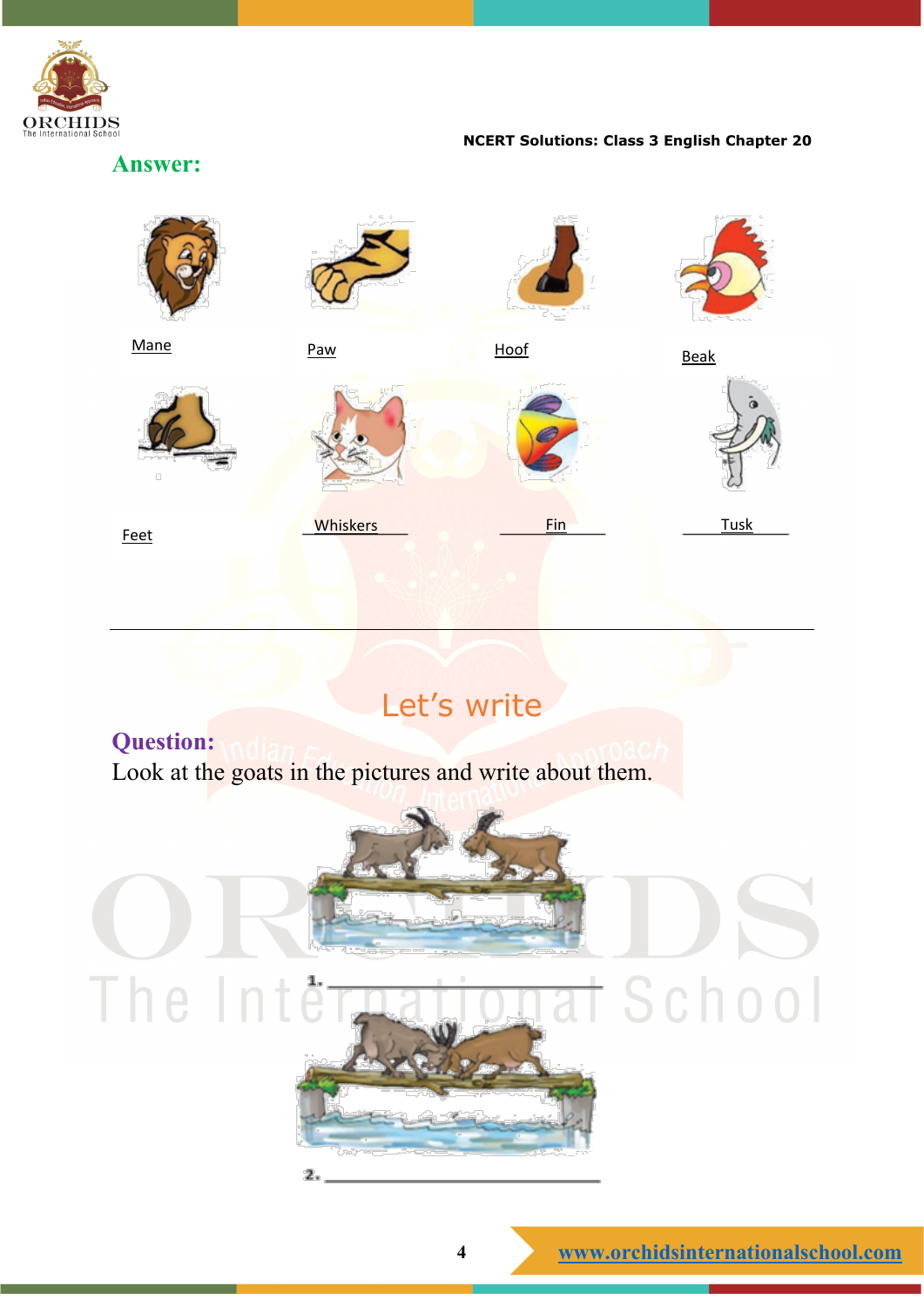**Answer:**

| | | | |
|---|---|---|---|
| Mane | Paw | Hoof | Beak |
| Feet | Whiskers | Fin | Tusk |

---

## Let's write

**Question:**
Look at the goats in the pictures and write about them.

1. ______________________________

2. ______________________________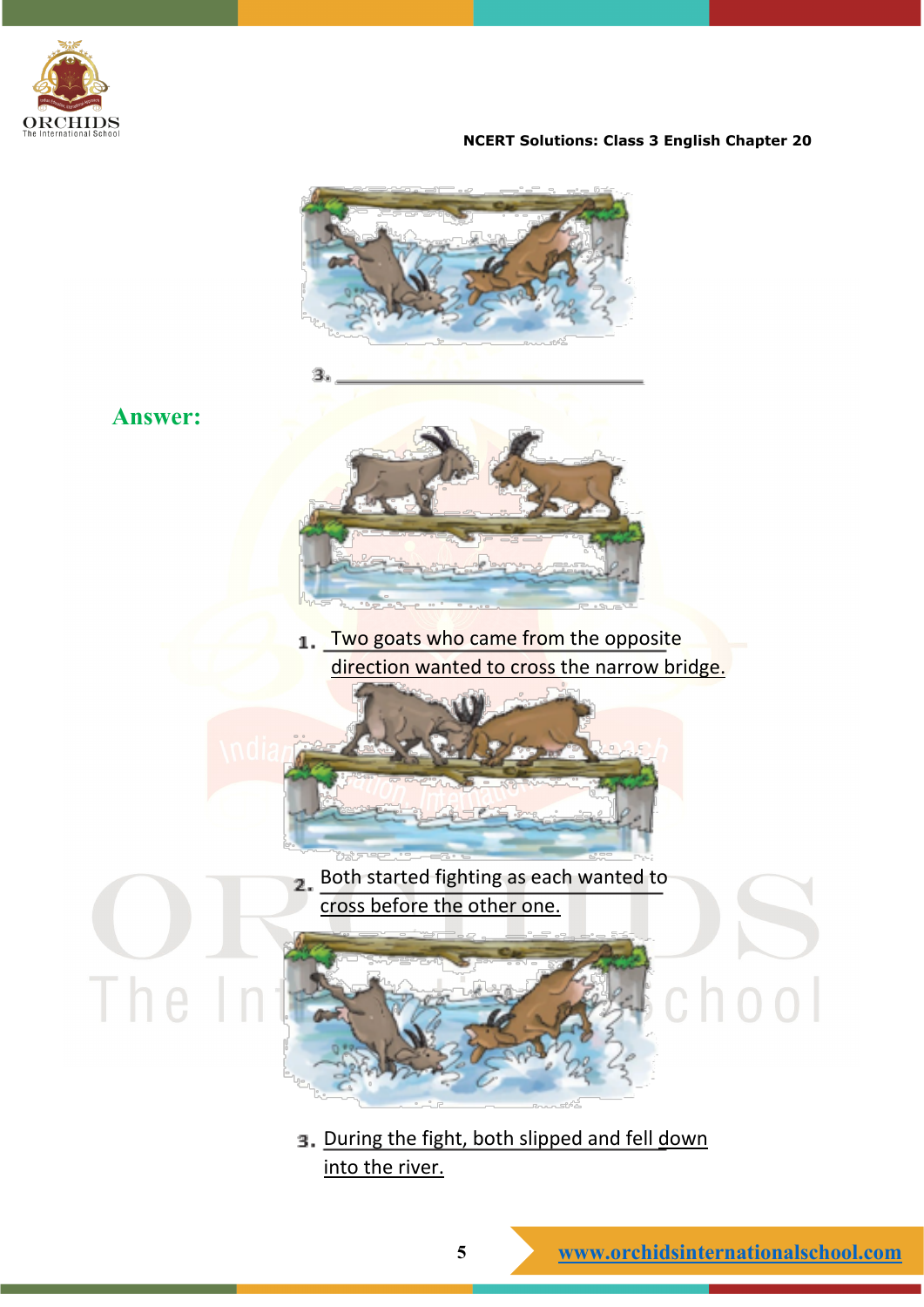3. ______________________

**Answer:**

1. Two goats who came from the opposite direction wanted to cross the narrow bridge.

2. Both started fighting as each wanted to cross before the other one.

3. During the fight, both slipped and fell down into the river.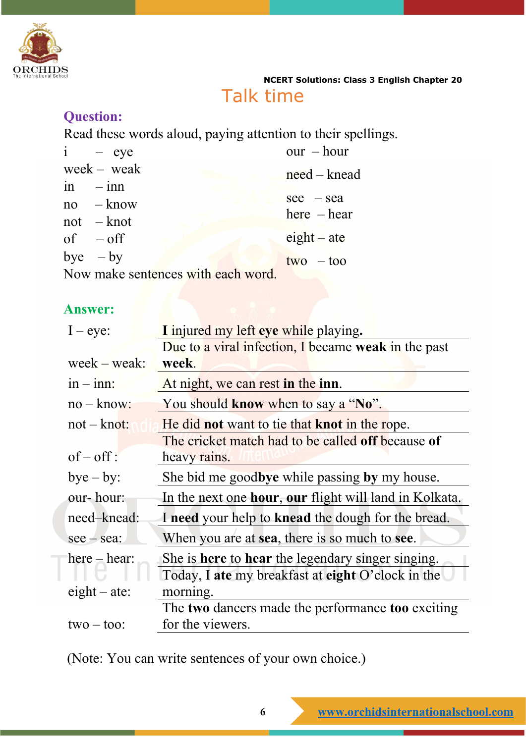## Talk time

**Question:**

Read these words aloud, paying attention to their spellings.

| | |
|---|---|
| i – eye | our – hour |
| week – weak | need – knead |
| in – inn | see – sea |
| no – know | here – hear |
| not – knot | eight – ate |
| of – off | two – too |
| bye – by | |

Now make sentences with each word.

**Answer:**

| | |
|---|---|
| I – eye: | **I** injured my left **eye** while playing**.** |
| week – weak: | Due to a viral infection, I became **weak** in the past **week**. |
| in – inn: | At night, we can rest **in** the **inn**. |
| no – know: | You should **know** when to say a "**No**". |
| not – knot: | He did **not** want to tie that **knot** in the rope. |
| of – off : | The cricket match had to be called **off** because **of** heavy rains. |
| bye – by: | She bid me good**bye** while passing **by** my house. |
| our- hour: | In the next one **hour**, **our** flight will land in Kolkata. |
| need–knead: | I **need** your help to **knead** the dough for the bread. |
| see – sea: | When you are at **sea**, there is so much to **see**. |
| here – hear: | She is **here** to **hear** the legendary singer singing. |
| eight – ate: | Today, I **ate** my breakfast at **eight** O'clock in the morning. |
| two – too: | The **two** dancers made the performance **too** exciting for the viewers. |

(Note: You can write sentences of your own choice.)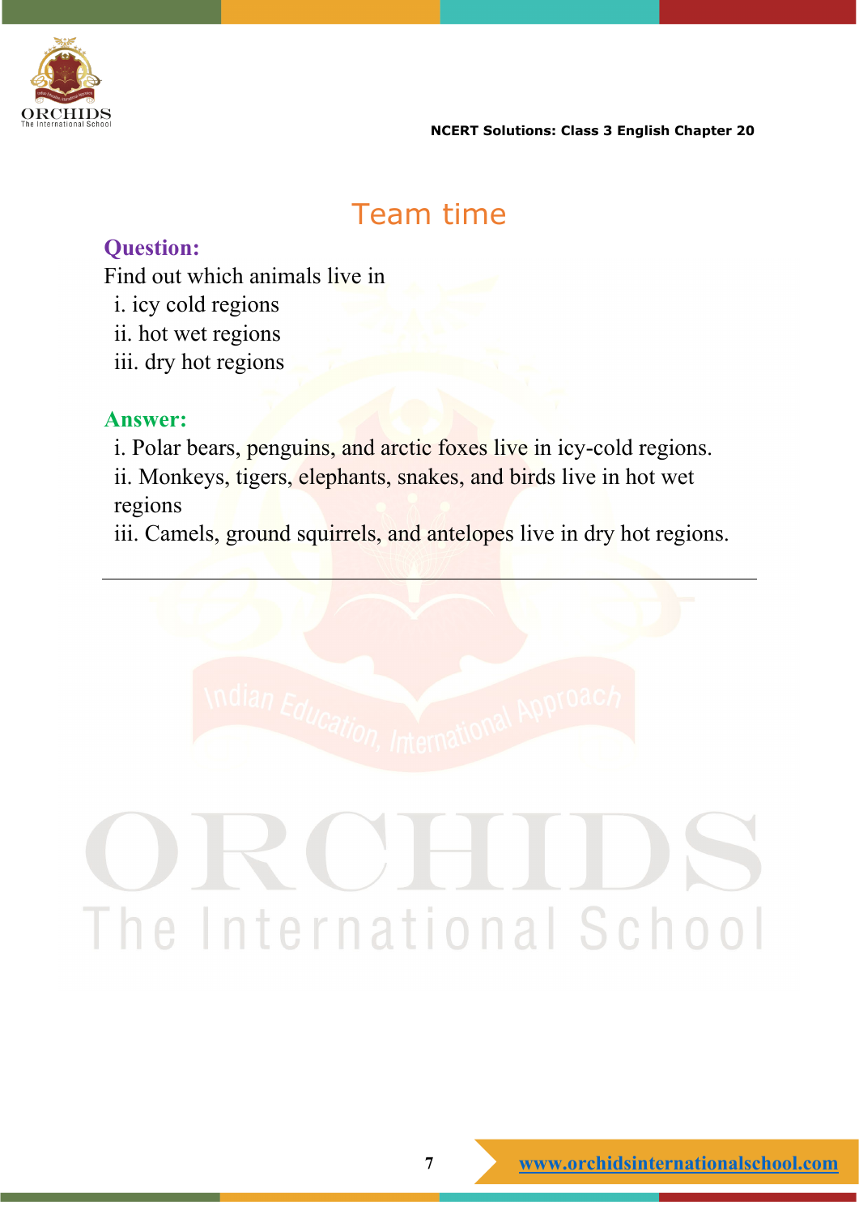## Team time

**Question:**

Find out which animals live in

i. icy cold regions

ii. hot wet regions

iii. dry hot regions

**Answer:**

i. Polar bears, penguins, and arctic foxes live in icy-cold regions.

ii. Monkeys, tigers, elephants, snakes, and birds live in hot wet regions

iii. Camels, ground squirrels, and antelopes live in dry hot regions.

---